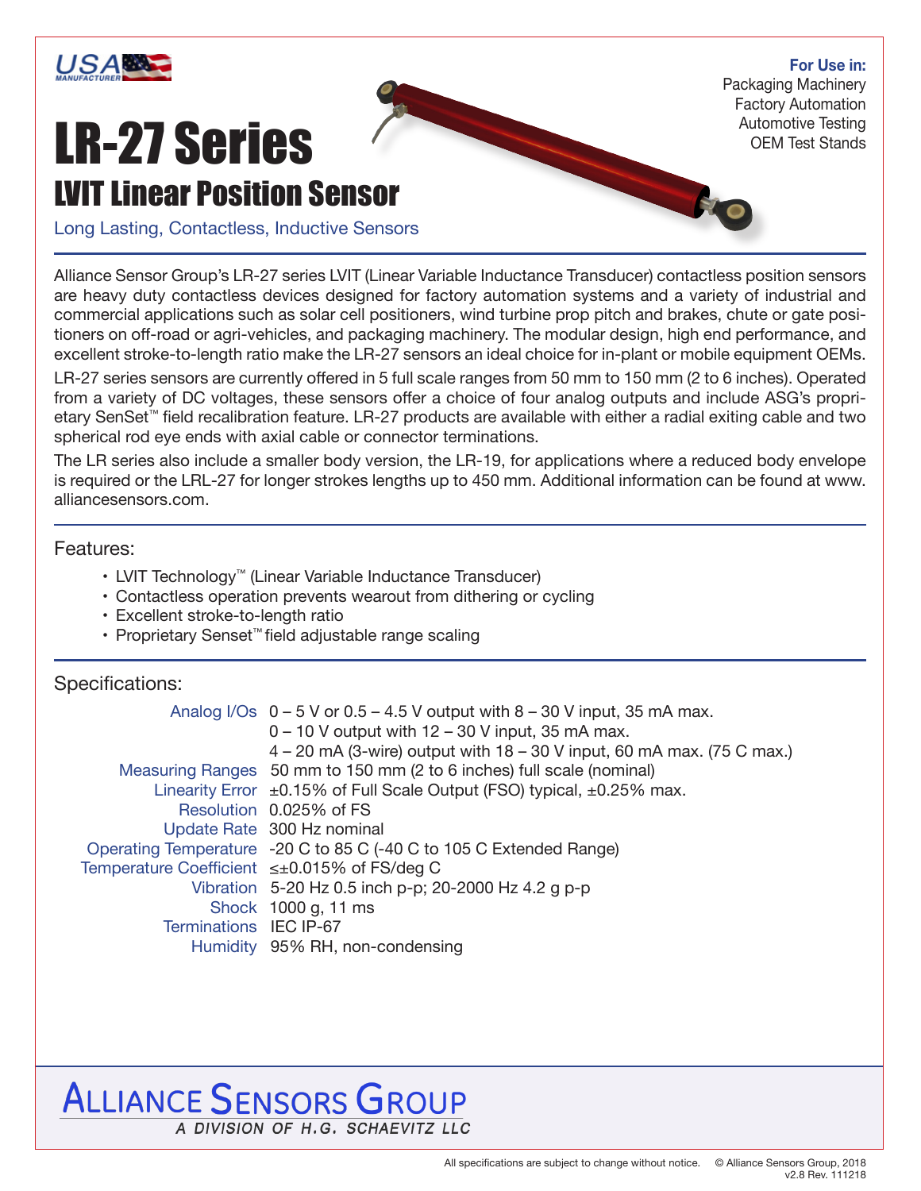USA MANUFACTURER

**For Use in:**
Packaging Machinery
Factory Automation
Automotive Testing
OEM Test Stands

# LR-27 Series

## LVIT Linear Position Sensor

Long Lasting, Contactless, Inductive Sensors

Alliance Sensor Group's LR-27 series LVIT (Linear Variable Inductance Transducer) contactless position sensors are heavy duty contactless devices designed for factory automation systems and a variety of industrial and commercial applications such as solar cell positioners, wind turbine prop pitch and brakes, chute or gate positioners on off-road or agri-vehicles, and packaging machinery. The modular design, high end performance, and excellent stroke-to-length ratio make the LR-27 sensors an ideal choice for in-plant or mobile equipment OEMs.

LR-27 series sensors are currently offered in 5 full scale ranges from 50 mm to 150 mm (2 to 6 inches). Operated from a variety of DC voltages, these sensors offer a choice of four analog outputs and include ASG's proprietary SenSet™ field recalibration feature. LR-27 products are available with either a radial exiting cable and two spherical rod eye ends with axial cable or connector terminations.

The LR series also include a smaller body version, the LR-19, for applications where a reduced body envelope is required or the LRL-27 for longer strokes lengths up to 450 mm. Additional information can be found at www.alliancesensors.com.

### Features:

- LVIT Technology™ (Linear Variable Inductance Transducer)
- Contactless operation prevents wearout from dithering or cycling
- Excellent stroke-to-length ratio
- Proprietary Senset™ field adjustable range scaling

### Specifications:

| | |
|---|---|
| Analog I/Os | 0 – 5 V or 0.5 – 4.5 V output with 8 – 30 V input, 35 mA max.<br>0 – 10 V output with 12 – 30 V input, 35 mA max.<br>4 – 20 mA (3-wire) output with 18 – 30 V input, 60 mA max. (75 C max.) |
| Measuring Ranges | 50 mm to 150 mm (2 to 6 inches) full scale (nominal) |
| Linearity Error | ±0.15% of Full Scale Output (FSO) typical, ±0.25% max. |
| Resolution | 0.025% of FS |
| Update Rate | 300 Hz nominal |
| Operating Temperature | -20 C to 85 C (-40 C to 105 C Extended Range) |
| Temperature Coefficient | ≤±0.015% of FS/deg C |
| Vibration | 5-20 Hz 0.5 inch p-p; 20-2000 Hz 4.2 g p-p |
| Shock | 1000 g, 11 ms |
| Terminations | IEC IP-67 |
| Humidity | 95% RH, non-condensing |

ALLIANCE SENSORS GROUP
*A DIVISION OF H.G. SCHAEVITZ LLC*

All specifications are subject to change without notice. © Alliance Sensors Group, 2018
v2.8 Rev. 111218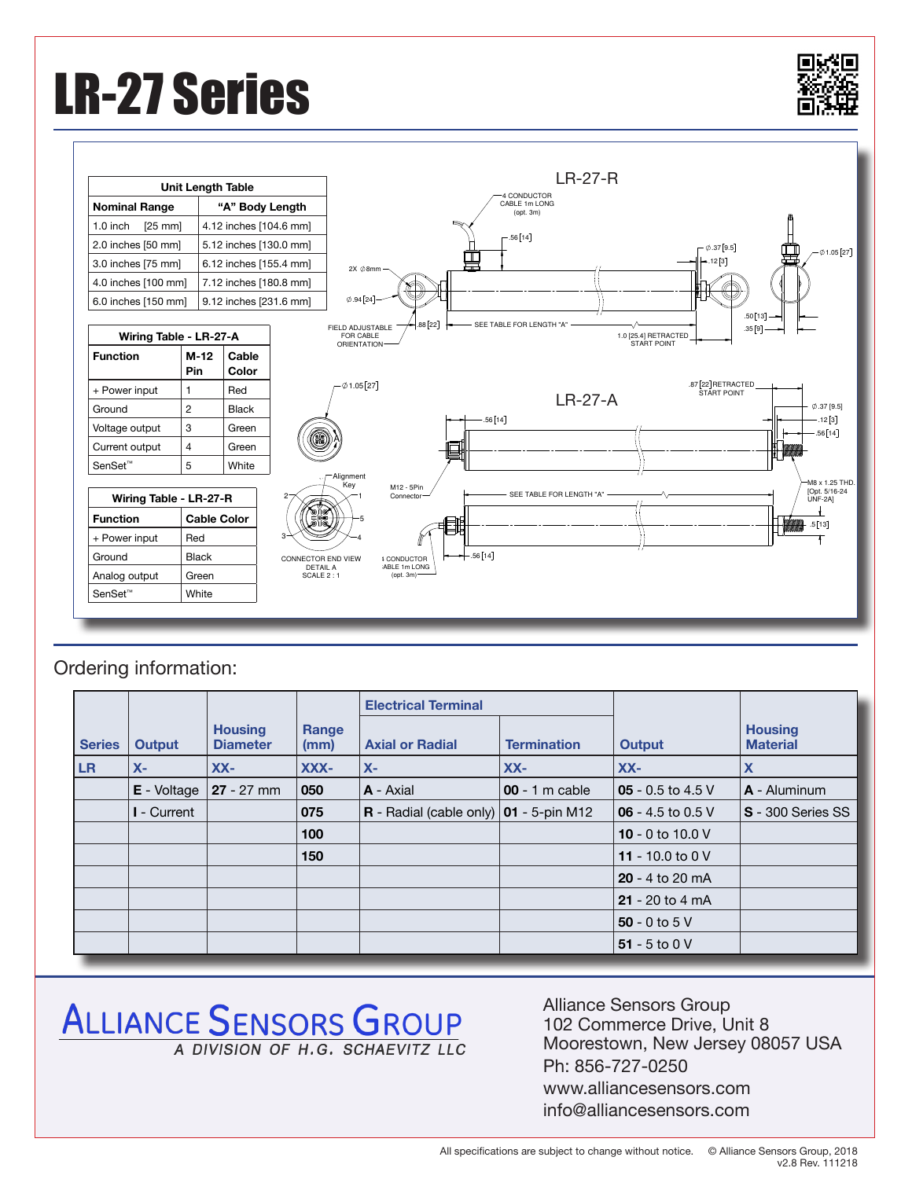# LR-27 Series

| Unit Length Table | |
|---|---|
| **Nominal Range** | **"A" Body Length** |
| 1.0 inch [25 mm] | 4.12 inches [104.6 mm] |
| 2.0 inches [50 mm] | 5.12 inches [130.0 mm] |
| 3.0 inches [75 mm] | 6.12 inches [155.4 mm] |
| 4.0 inches [100 mm] | 7.12 inches [180.8 mm] |
| 6.0 inches [150 mm] | 9.12 inches [231.6 mm] |

**Wiring Table - LR-27-A**

| Function | M-12 Pin | Cable Color |
|---|---|---|
| + Power input | 1 | Red |
| Ground | 2 | Black |
| Voltage output | 3 | Green |
| Current output | 4 | Green |
| SenSet™ | 5 | White |

**Wiring Table - LR-27-R**

| Function | Cable Color |
|---|---|
| + Power input | Red |
| Ground | Black |
| Analog output | Green |
| SenSet™ | White |

LR-27-R

4 CONDUCTOR CABLE 1m LONG (opt. 3m)
.56 [14]
2X ∅8mm
∅.94 [24]
.88 [22]
FIELD ADJUSTABLE FOR CABLE ORIENTATION
SEE TABLE FOR LENGTH "A"
1.0 [25.4] RETRACTED START POINT
∅.37 [9.5]
.12 [3]
∅1.05 [27]
.50 [13]
.35 [9]

LR-27-A

∅1.05 [27]
.87 [22] RETRACTED START POINT
.56 [14]
∅.37 [9.5]
.12 [3]
.56 [14]
Alignment Key
M12 - 5Pin Connector
SEE TABLE FOR LENGTH "A"
M8 x 1.25 THD. [Opt. 5/16-24 UNF-2A]
.5 [13]
CONNECTOR END VIEW
DETAIL A
SCALE 2 : 1
4 CONDUCTOR CABLE 1m LONG (opt. 3m)
.56 [14]

## Ordering information:

| Series | Output | Housing Diameter | Range (mm) | Electrical Terminal | | Output | Housing Material |
|---|---|---|---|---|---|---|---|
| | | | | **Axial or Radial** | **Termination** | | |
| **LR** | **X-** | **XX-** | **XXX-** | **X-** | **XX-** | **XX-** | **X** |
| | **E** - Voltage | **27** - 27 mm | **050** | **A** - Axial | **00** - 1 m cable | **05** - 0.5 to 4.5 V | **A** - Aluminum |
| | **I** - Current | | **075** | **R** - Radial (cable only) | **01** - 5-pin M12 | **06** - 4.5 to 0.5 V | **S** - 300 Series SS |
| | | | **100** | | | **10** - 0 to 10.0 V | |
| | | | **150** | | | **11** - 10.0 to 0 V | |
| | | | | | | **20** - 4 to 20 mA | |
| | | | | | | **21** - 20 to 4 mA | |
| | | | | | | **50** - 0 to 5 V | |
| | | | | | | **51** - 5 to 0 V | |

ALLIANCE SENSORS GROUP
*A DIVISION OF H.G. SCHAEVITZ LLC*

Alliance Sensors Group
102 Commerce Drive, Unit 8
Moorestown, New Jersey 08057 USA
Ph: 856-727-0250
www.alliancesensors.com
info@alliancesensors.com

All specifications are subject to change without notice. © Alliance Sensors Group, 2018
v2.8 Rev. 111218